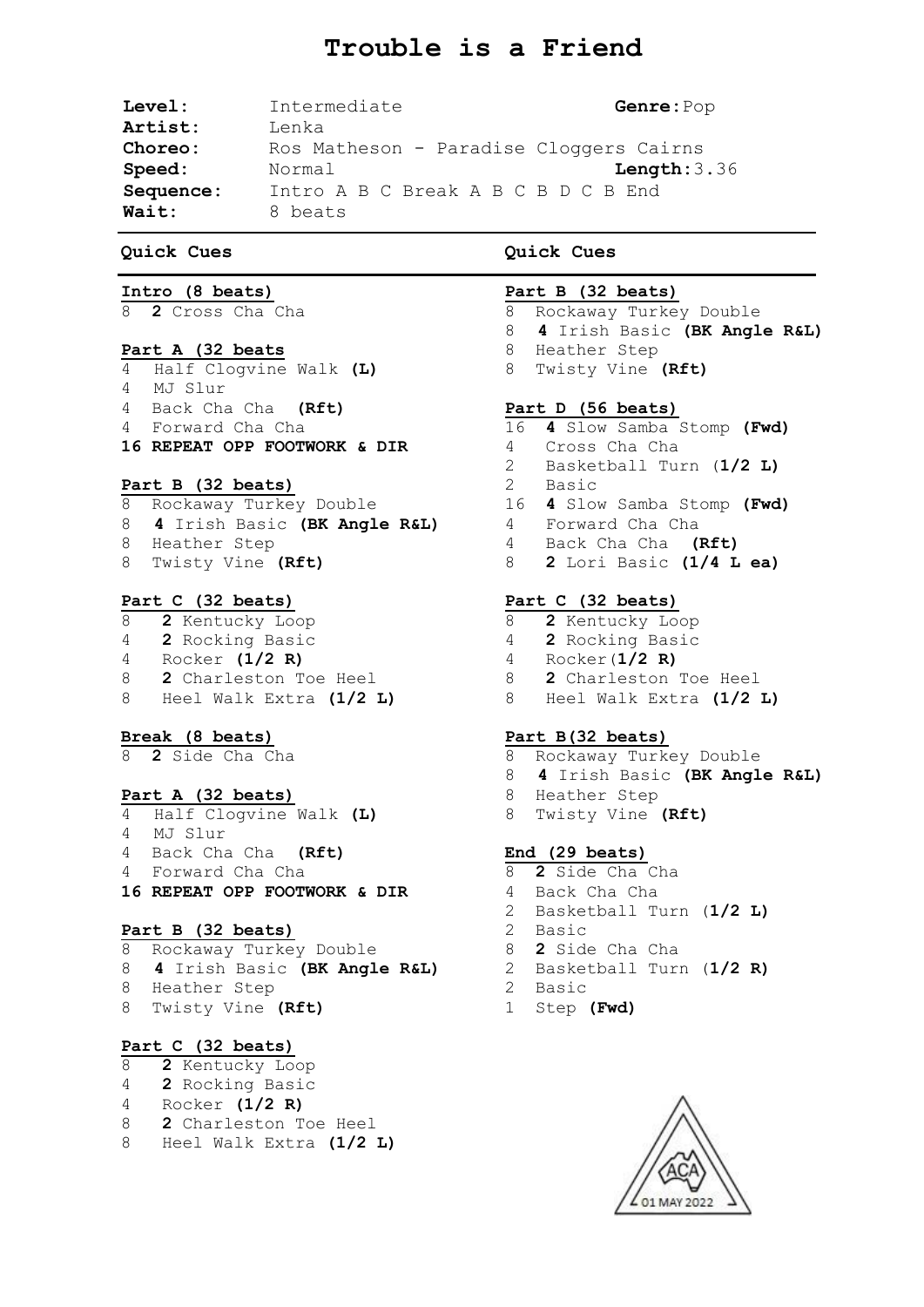# Trouble is a Friend

| | | | |
|---|---|---|---|
| **Level:** | Intermediate | **Genre:** | Pop |
| **Artist:** | Lenka | | |
| **Choreo:** | Ros Matheson - Paradise Cloggers Cairns | | |
| **Speed:** | Normal | **Length:** | 3.36 |
| **Sequence:** | Intro A B C Break A B C B D C B End | | |
| **Wait:** | 8 beats | | |

## Quick Cues

**Intro (8 beats)**

8 **2** Cross Cha Cha

**Part A (32 beats**

4 Half Clogvine Walk **(L)**
4 MJ Slur
4 Back Cha Cha **(Rft)**
4 Forward Cha Cha
**16 REPEAT OPP FOOTWORK & DIR**

**Part B (32 beats)**

8 Rockaway Turkey Double
8 **4** Irish Basic **(BK Angle R&L)**
8 Heather Step
8 Twisty Vine **(Rft)**

**Part C (32 beats)**

8 **2** Kentucky Loop
4 **2** Rocking Basic
4 Rocker **(1/2 R)**
8 **2** Charleston Toe Heel
8 Heel Walk Extra **(1/2 L)**

**Break (8 beats)**

8 **2** Side Cha Cha

**Part A (32 beats)**

4 Half Clogvine Walk **(L)**
4 MJ Slur
4 Back Cha Cha **(Rft)**
4 Forward Cha Cha
**16 REPEAT OPP FOOTWORK & DIR**

**Part B (32 beats)**

8 Rockaway Turkey Double
8 **4** Irish Basic **(BK Angle R&L)**
8 Heather Step
8 Twisty Vine **(Rft)**

**Part C (32 beats)**

8 **2** Kentucky Loop
4 **2** Rocking Basic
4 Rocker **(1/2 R)**
8 **2** Charleston Toe Heel
8 Heel Walk Extra **(1/2 L)**

## Quick Cues

**Part B (32 beats)**

8 Rockaway Turkey Double
8 **4** Irish Basic **(BK Angle R&L)**
8 Heather Step
8 Twisty Vine **(Rft)**

**Part D (56 beats)**

16 **4** Slow Samba Stomp **(Fwd)**
4 Cross Cha Cha
2 Basketball Turn (**1/2 L)**
2 Basic
16 **4** Slow Samba Stomp **(Fwd)**
4 Forward Cha Cha
4 Back Cha Cha **(Rft)**
8 **2** Lori Basic **(1/4 L ea)**

**Part C (32 beats)**

8 **2** Kentucky Loop
4 **2** Rocking Basic
4 Rocker(**1/2 R)**
8 **2** Charleston Toe Heel
8 Heel Walk Extra **(1/2 L)**

**Part B(32 beats)**

8 Rockaway Turkey Double
8 **4** Irish Basic **(BK Angle R&L)**
8 Heather Step
8 Twisty Vine **(Rft)**

**End (29 beats)**

8 **2** Side Cha Cha
4 Back Cha Cha
2 Basketball Turn (**1/2 L)**
2 Basic
8 **2** Side Cha Cha
2 Basketball Turn (**1/2 R)**
2 Basic
1 Step **(Fwd)**

ACA 01 MAY 2022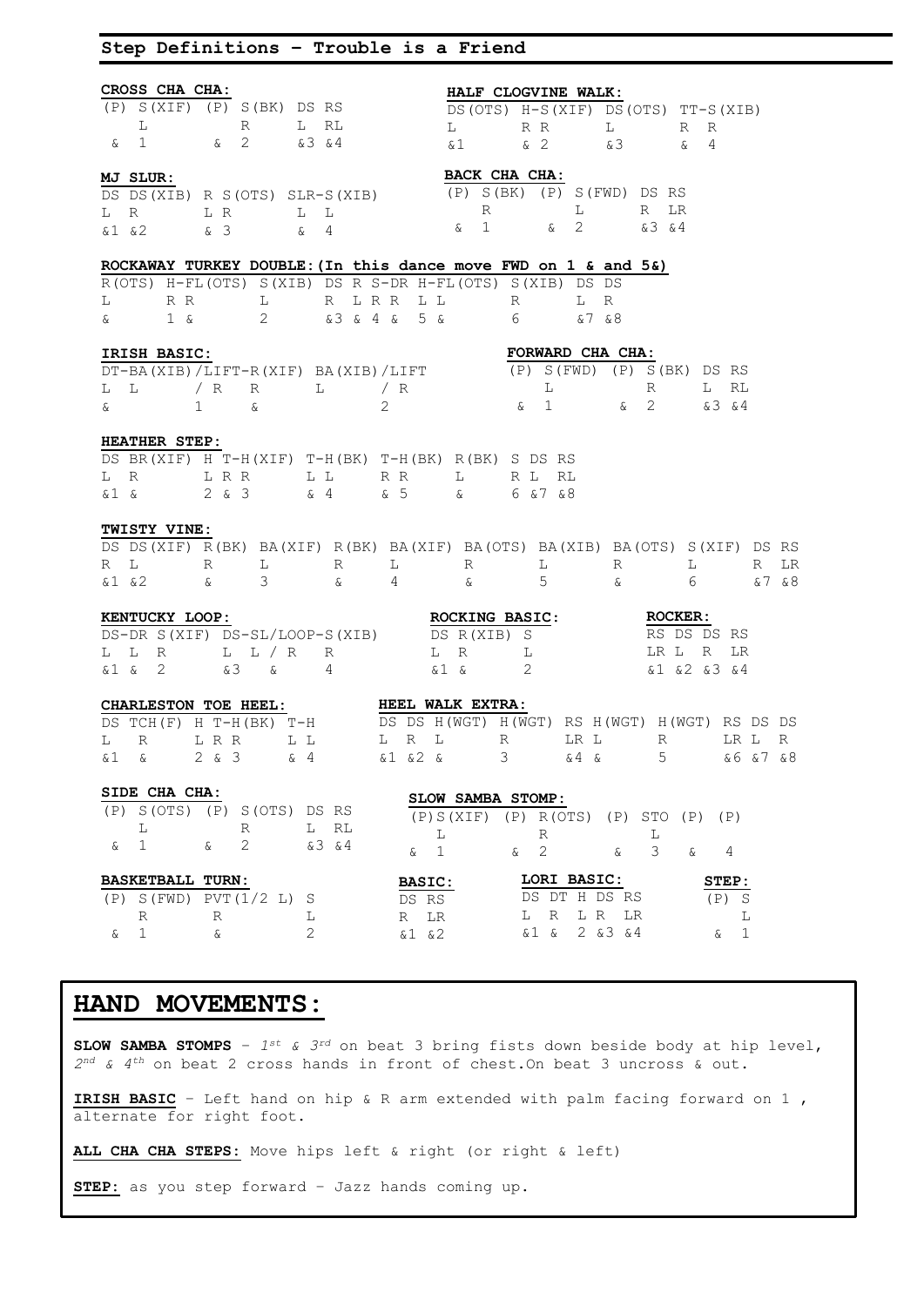## Step Definitions – Trouble is a Friend

**CROSS CHA CHA:**
```
(P) S(XIF) (P) S(BK) DS RS
    L          R     L  RL
 &  1       &  2     &3 &4
```

**HALF CLOGVINE WALK:**
```
DS(OTS) H-S(XIF) DS(OTS) TT-S(XIB)
L       R R      L       R R
&1      & 2      &3      & 4
```

**MJ SLUR:**
```
DS DS(XIB) R S(OTS) SLR-S(XIB)
L  R       L R      L  L
&1 &2      & 3      &  4
```

**BACK CHA CHA:**
```
(P) S(BK) (P) S(FWD) DS RS
    R         L      R  LR
 &  1      &  2      &3 &4
```

**ROCKAWAY TURKEY DOUBLE: (In this dance move FWD on 1 & and 5&)**
```
R(OTS) H-FL(OTS) S(XIB) DS R S-DR H-FL(OTS) S(XIB) DS DS
L      R R       L      R  L R R  L L       R      L  R
&      1 &       2      &3 & 4 &  5 &       6      &7 &8
```

**IRISH BASIC:**
```
DT-BA(XIB)/LIFT-R(XIF) BA(XIB)/LIFT
L  L      / R   R      L      / R
&           1   &      2
```

**FORWARD CHA CHA:**
```
(P) S(FWD) (P) S(BK) DS RS
    L          R     L  RL
 &  1       &  2     &3 &4
```

**HEATHER STEP:**
```
DS BR(XIF) H T-H(XIF) T-H(BK) T-H(BK) R(BK) S DS RS
L  R       L R R      L L     R R     L     R L  RL
&1 &       2 & 3      & 4     & 5     &     6 &7 &8
```

**TWISTY VINE:**
```
DS DS(XIF) R(BK) BA(XIF) R(BK) BA(XIF) BA(OTS) BA(XIB) BA(OTS) S(XIF) DS RS
R  L       R     L       R     L       R       L       R       L      R  LR
&1 &2      &     3       &     4       &       5       &       6      &7 &8
```

**KENTUCKY LOOP:**
```
DS-DR S(XIF) DS-SL/LOOP-S(XIB)
L  L  R      L  L / R   R
&1 &  2      &3 &       4
```

**ROCKING BASIC:**
```
DS R(XIB) S
L  R      L
&1 &      2
```

**ROCKER:**
```
RS DS DS RS
LR L  R  LR
&1 &2 &3 &4
```

**CHARLESTON TOE HEEL:**
```
DS TCH(F) H T-H(BK) T-H
L  R      L R R     L L
&1 &      2 & 3     & 4
```

**HEEL WALK EXTRA:**
```
DS DS H(WGT) H(WGT) RS H(WGT) H(WGT) RS DS DS
L  R  L      R      LR L      R      LR L  R
&1 &2 &      3      &4 &      5      &6 &7 &8
```

**SIDE CHA CHA:**
```
(P) S(OTS) (P) S(OTS) DS RS
    L          R      L  RL
 &  1       &  2      &3 &4
```

**SLOW SAMBA STOMP:**
```
(P)S(XIF) (P) R(OTS) (P) STO (P) (P)
   L          R          L
&  1      &   2      &   3   &   4
```

**BASKETBALL TURN:**
```
(P) S(FWD) PVT(1/2 L) S
    R      R          L
 &  1      &          2
```

**BASIC:**
```
DS RS
R  LR
&1 &2
```

**LORI BASIC:**
```
DS DT H DS RS
L  R  L R  LR
&1 &  2 &3 &4
```

**STEP:**
```
(P) S
    L
 &  1
```

## HAND MOVEMENTS:

**SLOW SAMBA STOMPS** – *1st & 3rd* on beat 3 bring fists down beside body at hip level, *2nd & 4th* on beat 2 cross hands in front of chest. On beat 3 uncross & out.

**IRISH BASIC** – Left hand on hip & R arm extended with palm facing forward on 1 , alternate for right foot.

**ALL CHA CHA STEPS:** Move hips left & right (or right & left)

**STEP:** as you step forward – Jazz hands coming up.